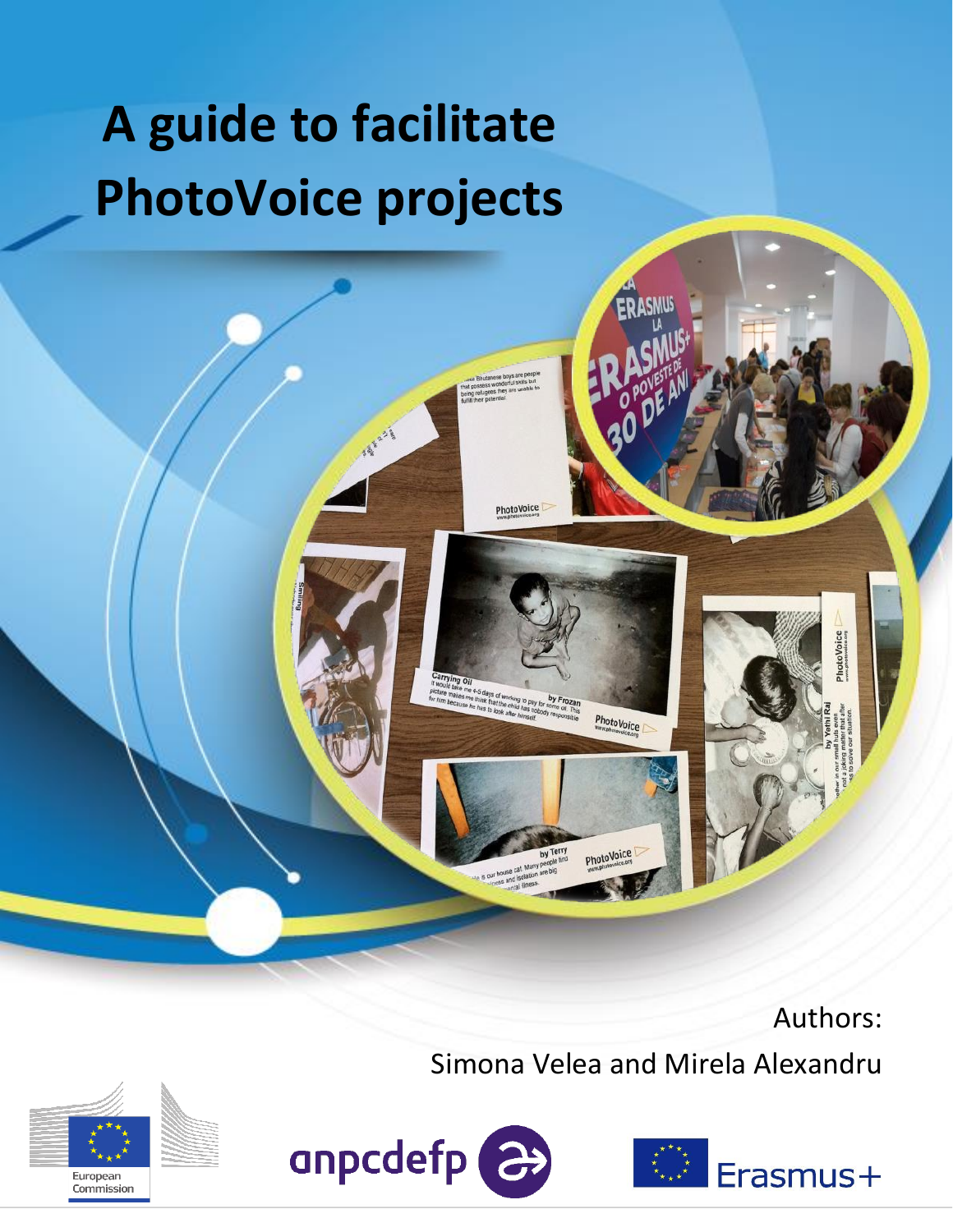# A guide to facilitate PhotoVoice projects

Authors:

Simona Velea and Mirela Alexandru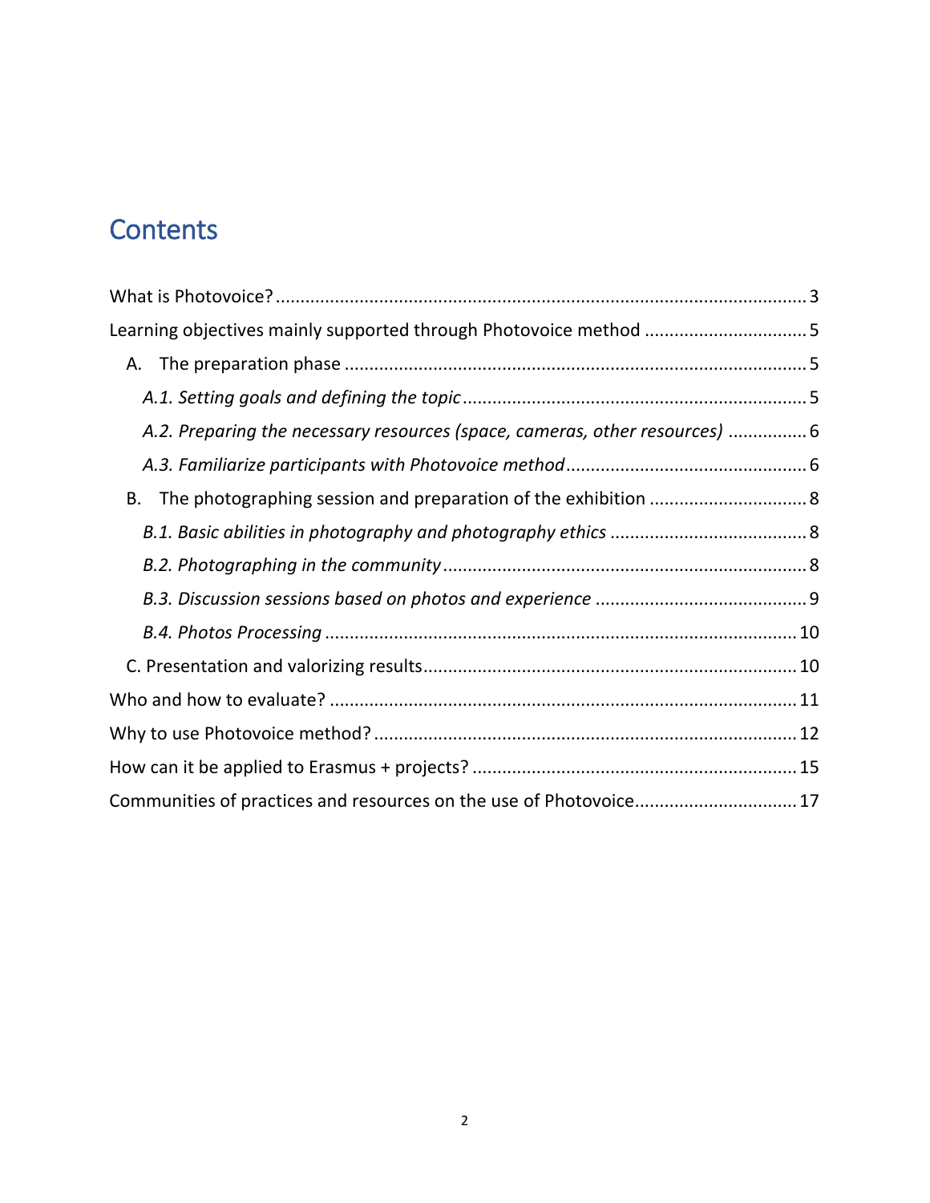# Contents

What is Photovoice? ........................................................................................................ 3

Learning objectives mainly supported through Photovoice method ................................ 5

A. The preparation phase ........................................................................................... 5

*A.1. Setting goals and defining the topic* ..................................................................... 5

*A.2. Preparing the necessary resources (space, cameras, other resources)* ................ 6

*A.3. Familiarize participants with Photovoice method* ................................................ 6

B. The photographing session and preparation of the exhibition ............................... 8

*B.1. Basic abilities in photography and photography ethics* ....................................... 8

*B.2. Photographing in the community* ......................................................................... 8

*B.3. Discussion sessions based on photos and experience* .......................................... 9

*B.4. Photos Processing* ............................................................................................... 10

C. Presentation and valorizing results.......................................................................... 10

Who and how to evaluate? ............................................................................................. 11

Why to use Photovoice method? .................................................................................... 12

How can it be applied to Erasmus + projects? ................................................................. 15

Communities of practices and resources on the use of Photovoice................................ 17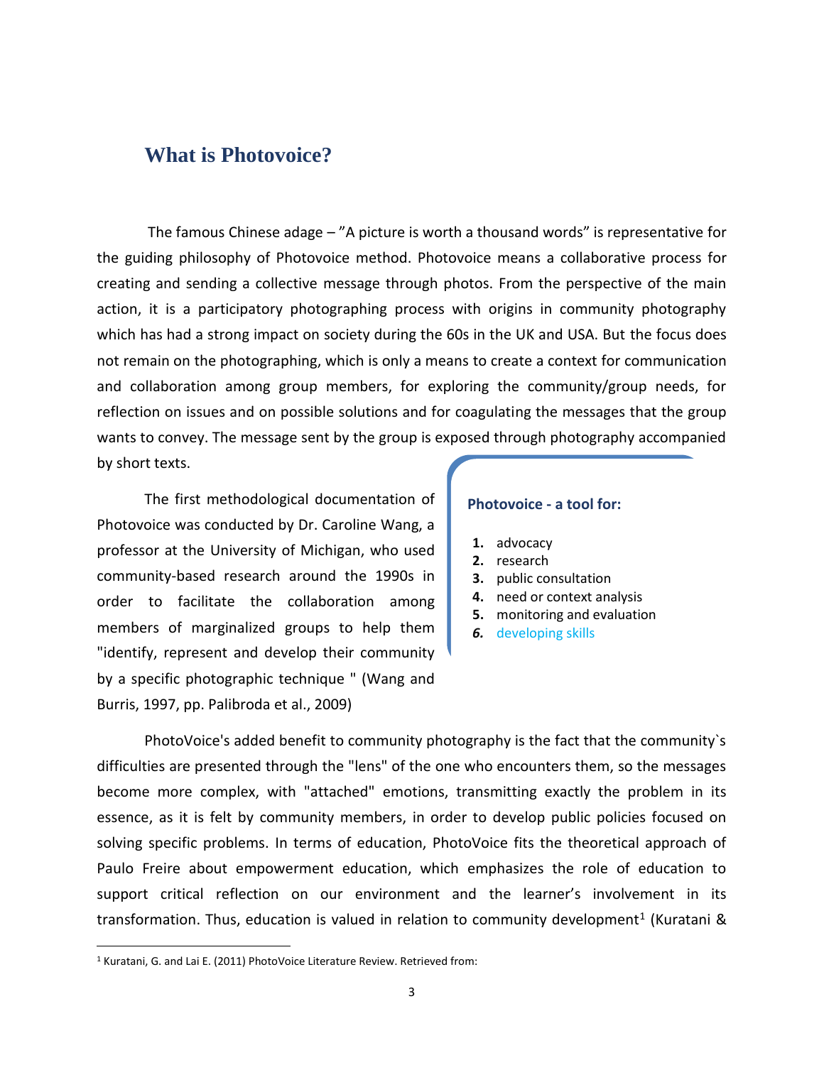## What is Photovoice?

The famous Chinese adage – ”A picture is worth a thousand words” is representative for the guiding philosophy of Photovoice method. Photovoice means a collaborative process for creating and sending a collective message through photos. From the perspective of the main action, it is a participatory photographing process with origins in community photography which has had a strong impact on society during the 60s in the UK and USA. But the focus does not remain on the photographing, which is only a means to create a context for communication and collaboration among group members, for exploring the community/group needs, for reflection on issues and on possible solutions and for coagulating the messages that the group wants to convey. The message sent by the group is exposed through photography accompanied by short texts.

The first methodological documentation of Photovoice was conducted by Dr. Caroline Wang, a professor at the University of Michigan, who used community-based research around the 1990s in order to facilitate the collaboration among members of marginalized groups to help them "identify, represent and develop their community by a specific photographic technique " (Wang and Burris, 1997, pp. Palibroda et al., 2009)

**Photovoice - a tool for:**

1. advocacy
2. research
3. public consultation
4. need or context analysis
5. monitoring and evaluation
6. developing skills

PhotoVoice's added benefit to community photography is the fact that the community`s difficulties are presented through the "lens" of the one who encounters them, so the messages become more complex, with "attached" emotions, transmitting exactly the problem in its essence, as it is felt by community members, in order to develop public policies focused on solving specific problems. In terms of education, PhotoVoice fits the theoretical approach of Paulo Freire about empowerment education, which emphasizes the role of education to support critical reflection on our environment and the learner’s involvement in its transformation. Thus, education is valued in relation to community development[1] (Kuratani &

[1] Kuratani, G. and Lai E. (2011) PhotoVoice Literature Review. Retrieved from: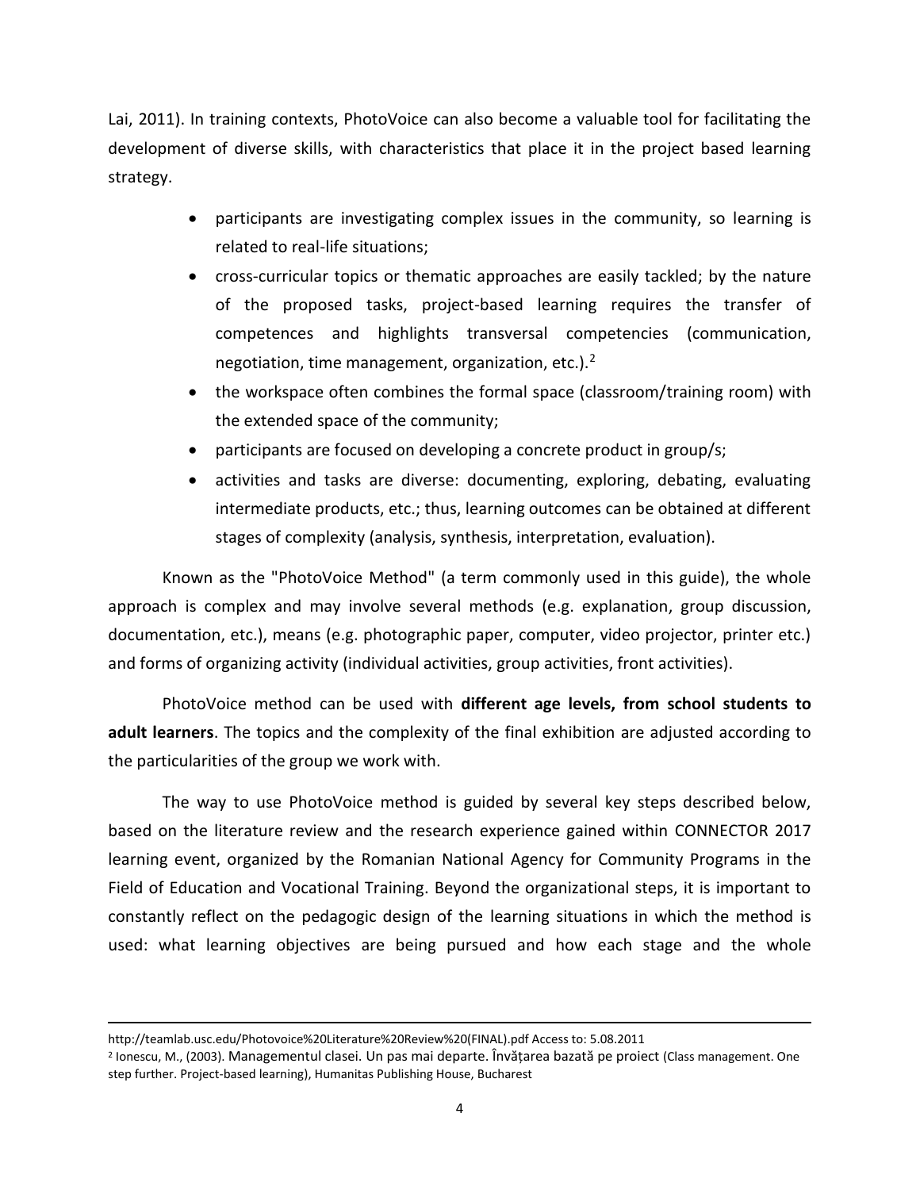Lai, 2011). In training contexts, PhotoVoice can also become a valuable tool for facilitating the development of diverse skills, with characteristics that place it in the project based learning strategy.

- participants are investigating complex issues in the community, so learning is related to real-life situations;
- cross-curricular topics or thematic approaches are easily tackled; by the nature of the proposed tasks, project-based learning requires the transfer of competences and highlights transversal competencies (communication, negotiation, time management, organization, etc.).[2]
- the workspace often combines the formal space (classroom/training room) with the extended space of the community;
- participants are focused on developing a concrete product in group/s;
- activities and tasks are diverse: documenting, exploring, debating, evaluating intermediate products, etc.; thus, learning outcomes can be obtained at different stages of complexity (analysis, synthesis, interpretation, evaluation).

Known as the "PhotoVoice Method" (a term commonly used in this guide), the whole approach is complex and may involve several methods (e.g. explanation, group discussion, documentation, etc.), means (e.g. photographic paper, computer, video projector, printer etc.) and forms of organizing activity (individual activities, group activities, front activities).

PhotoVoice method can be used with **different age levels, from school students to adult learners**. The topics and the complexity of the final exhibition are adjusted according to the particularities of the group we work with.

The way to use PhotoVoice method is guided by several key steps described below, based on the literature review and the research experience gained within CONNECTOR 2017 learning event, organized by the Romanian National Agency for Community Programs in the Field of Education and Vocational Training. Beyond the organizational steps, it is important to constantly reflect on the pedagogic design of the learning situations in which the method is used: what learning objectives are being pursued and how each stage and the whole

---

http://teamlab.usc.edu/Photovoice%20Literature%20Review%20(FINAL).pdf Access to: 5.08.2011

[2] Ionescu, M., (2003). Managementul clasei. Un pas mai departe. Învățarea bazată pe proiect (Class management. One step further. Project-based learning), Humanitas Publishing House, Bucharest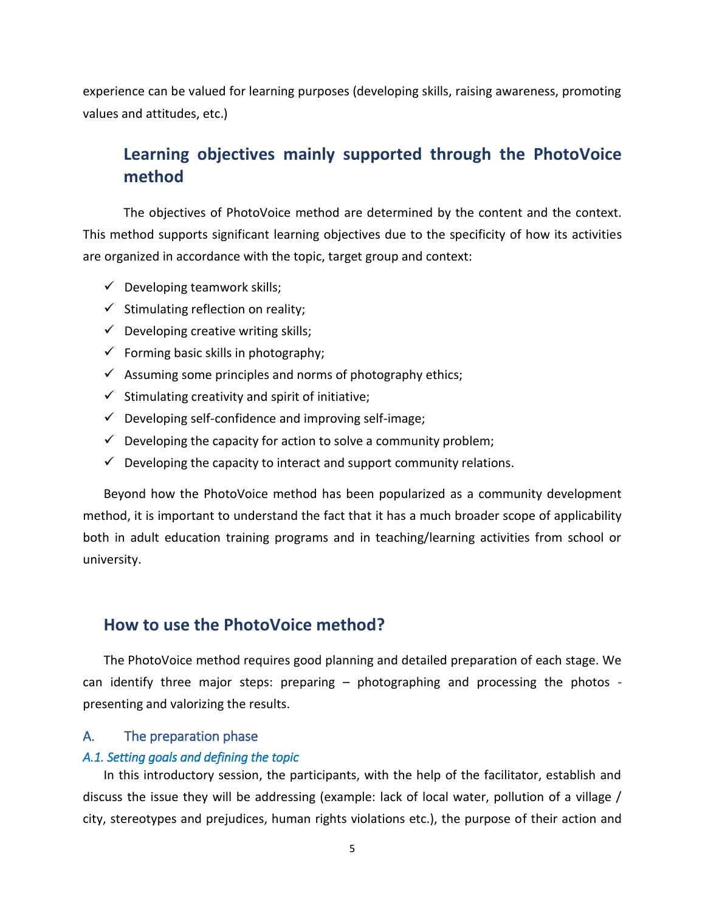experience can be valued for learning purposes (developing skills, raising awareness, promoting values and attitudes, etc.)

## Learning objectives mainly supported through the PhotoVoice method

The objectives of PhotoVoice method are determined by the content and the context. This method supports significant learning objectives due to the specificity of how its activities are organized in accordance with the topic, target group and context:

- ✓ Developing teamwork skills;
- ✓ Stimulating reflection on reality;
- ✓ Developing creative writing skills;
- ✓ Forming basic skills in photography;
- ✓ Assuming some principles and norms of photography ethics;
- ✓ Stimulating creativity and spirit of initiative;
- ✓ Developing self-confidence and improving self-image;
- ✓ Developing the capacity for action to solve a community problem;
- ✓ Developing the capacity to interact and support community relations.

Beyond how the PhotoVoice method has been popularized as a community development method, it is important to understand the fact that it has a much broader scope of applicability both in adult education training programs and in teaching/learning activities from school or university.

## How to use the PhotoVoice method?

The PhotoVoice method requires good planning and detailed preparation of each stage. We can identify three major steps: preparing – photographing and processing the photos - presenting and valorizing the results.

### A. The preparation phase

#### *A.1. Setting goals and defining the topic*

In this introductory session, the participants, with the help of the facilitator, establish and discuss the issue they will be addressing (example: lack of local water, pollution of a village / city, stereotypes and prejudices, human rights violations etc.), the purpose of their action and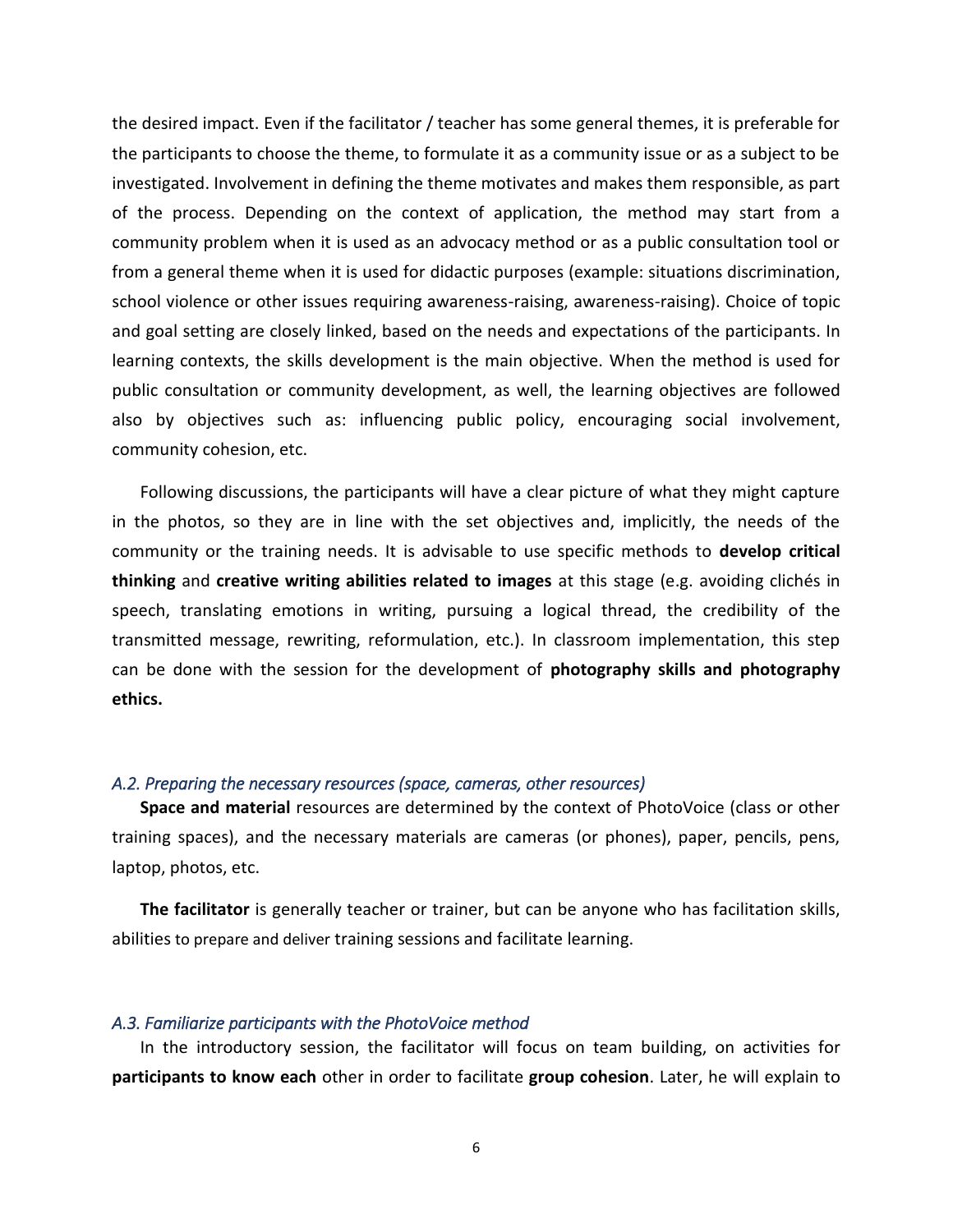the desired impact. Even if the facilitator / teacher has some general themes, it is preferable for the participants to choose the theme, to formulate it as a community issue or as a subject to be investigated. Involvement in defining the theme motivates and makes them responsible, as part of the process. Depending on the context of application, the method may start from a community problem when it is used as an advocacy method or as a public consultation tool or from a general theme when it is used for didactic purposes (example: situations discrimination, school violence or other issues requiring awareness-raising, awareness-raising). Choice of topic and goal setting are closely linked, based on the needs and expectations of the participants. In learning contexts, the skills development is the main objective. When the method is used for public consultation or community development, as well, the learning objectives are followed also by objectives such as: influencing public policy, encouraging social involvement, community cohesion, etc.

Following discussions, the participants will have a clear picture of what they might capture in the photos, so they are in line with the set objectives and, implicitly, the needs of the community or the training needs. It is advisable to use specific methods to **develop critical thinking** and **creative writing abilities related to images** at this stage (e.g. avoiding clichés in speech, translating emotions in writing, pursuing a logical thread, the credibility of the transmitted message, rewriting, reformulation, etc.). In classroom implementation, this step can be done with the session for the development of **photography skills and photography ethics.**

### *A.2. Preparing the necessary resources (space, cameras, other resources)*

**Space and material** resources are determined by the context of PhotoVoice (class or other training spaces), and the necessary materials are cameras (or phones), paper, pencils, pens, laptop, photos, etc.

**The facilitator** is generally teacher or trainer, but can be anyone who has facilitation skills, abilities to prepare and deliver training sessions and facilitate learning.

### *A.3. Familiarize participants with the PhotoVoice method*

In the introductory session, the facilitator will focus on team building, on activities for **participants to know each** other in order to facilitate **group cohesion**. Later, he will explain to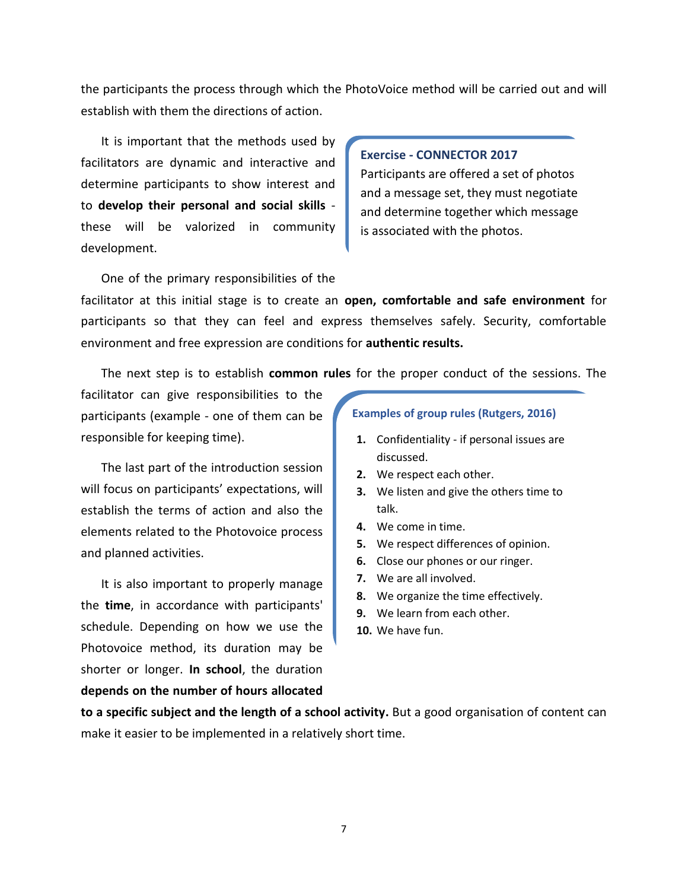the participants the process through which the PhotoVoice method will be carried out and will establish with them the directions of action.

It is important that the methods used by facilitators are dynamic and interactive and determine participants to show interest and to **develop their personal and social skills** - these will be valorized in community development.

> **Exercise - CONNECTOR 2017**
> Participants are offered a set of photos and a message set, they must negotiate and determine together which message is associated with the photos.

One of the primary responsibilities of the facilitator at this initial stage is to create an **open, comfortable and safe environment** for participants so that they can feel and express themselves safely. Security, comfortable environment and free expression are conditions for **authentic results.**

The next step is to establish **common rules** for the proper conduct of the sessions. The facilitator can give responsibilities to the participants (example - one of them can be responsible for keeping time).

> **Examples of group rules (Rutgers, 2016)**
>
> 1. Confidentiality - if personal issues are discussed.
> 2. We respect each other.
> 3. We listen and give the others time to talk.
> 4. We come in time.
> 5. We respect differences of opinion.
> 6. Close our phones or our ringer.
> 7. We are all involved.
> 8. We organize the time effectively.
> 9. We learn from each other.
> 10. We have fun.

The last part of the introduction session will focus on participants' expectations, will establish the terms of action and also the elements related to the Photovoice process and planned activities.

It is also important to properly manage the **time**, in accordance with participants' schedule. Depending on how we use the Photovoice method, its duration may be shorter or longer. **In school**, the duration **depends on the number of hours allocated to a specific subject and the length of a school activity.** But a good organisation of content can make it easier to be implemented in a relatively short time.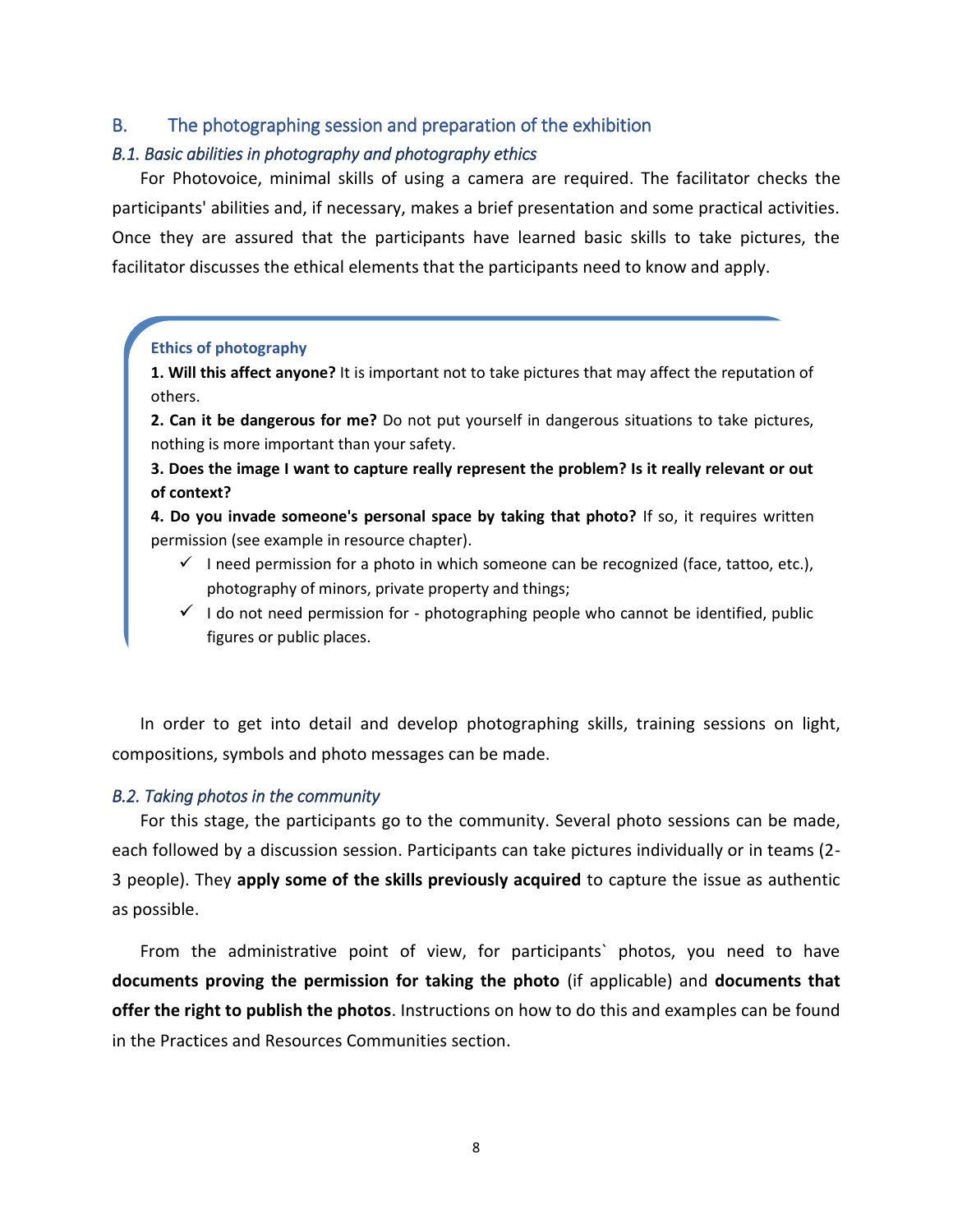## B. The photographing session and preparation of the exhibition

### *B.1. Basic abilities in photography and photography ethics*

For Photovoice, minimal skills of using a camera are required. The facilitator checks the participants' abilities and, if necessary, makes a brief presentation and some practical activities. Once they are assured that the participants have learned basic skills to take pictures, the facilitator discusses the ethical elements that the participants need to know and apply.

**Ethics of photography**

**1. Will this affect anyone?** It is important not to take pictures that may affect the reputation of others.

**2. Can it be dangerous for me?** Do not put yourself in dangerous situations to take pictures, nothing is more important than your safety.

**3. Does the image I want to capture really represent the problem? Is it really relevant or out of context?**

**4. Do you invade someone's personal space by taking that photo?** If so, it requires written permission (see example in resource chapter).

- ✓ I need permission for a photo in which someone can be recognized (face, tattoo, etc.), photography of minors, private property and things;
- ✓ I do not need permission for - photographing people who cannot be identified, public figures or public places.

In order to get into detail and develop photographing skills, training sessions on light, compositions, symbols and photo messages can be made.

### *B.2. Taking photos in the community*

For this stage, the participants go to the community. Several photo sessions can be made, each followed by a discussion session. Participants can take pictures individually or in teams (2-3 people). They **apply some of the skills previously acquired** to capture the issue as authentic as possible.

From the administrative point of view, for participants` photos, you need to have **documents proving the permission for taking the photo** (if applicable) and **documents that offer the right to publish the photos**. Instructions on how to do this and examples can be found in the Practices and Resources Communities section.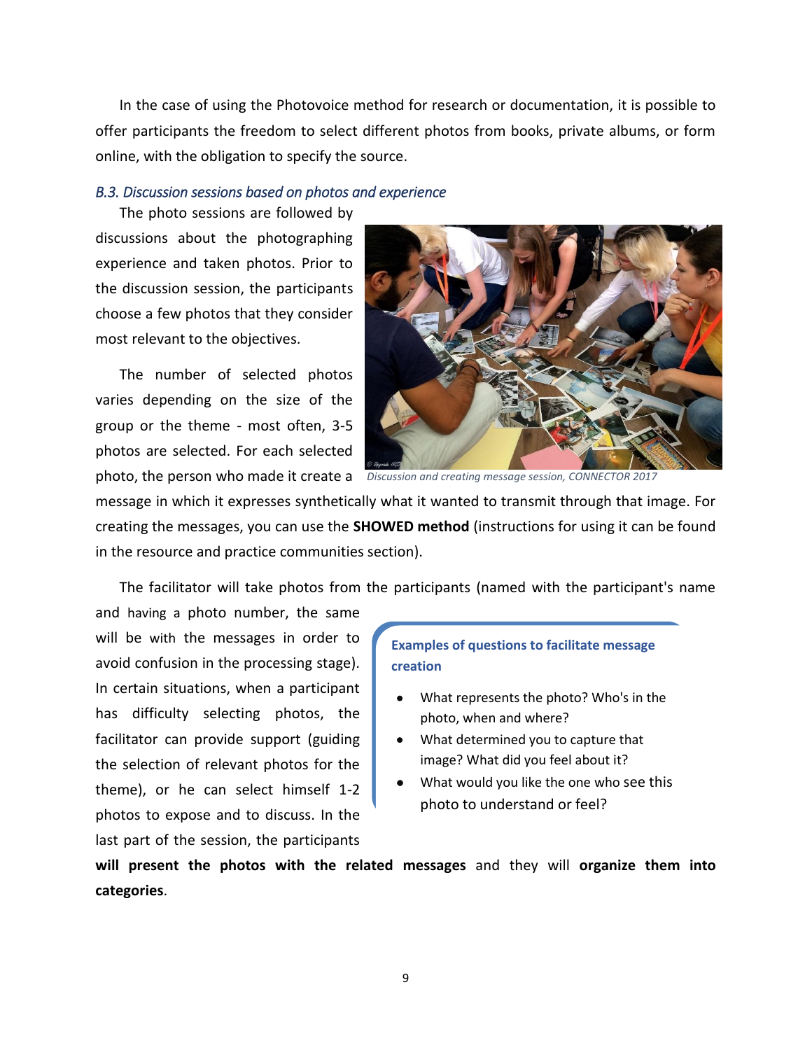In the case of using the Photovoice method for research or documentation, it is possible to offer participants the freedom to select different photos from books, private albums, or form online, with the obligation to specify the source.

### *B.3. Discussion sessions based on photos and experience*

The photo sessions are followed by discussions about the photographing experience and taken photos. Prior to the discussion session, the participants choose a few photos that they consider most relevant to the objectives.

The number of selected photos varies depending on the size of the group or the theme - most often, 3-5 photos are selected. For each selected photo, the person who made it create a message in which it expresses synthetically what it wanted to transmit through that image. For creating the messages, you can use the **SHOWED method** (instructions for using it can be found in the resource and practice communities section).

*Discussion and creating message session, CONNECTOR 2017*

The facilitator will take photos from the participants (named with the participant's name and having a photo number, the same will be with the messages in order to avoid confusion in the processing stage). In certain situations, when a participant has difficulty selecting photos, the facilitator can provide support (guiding the selection of relevant photos for the theme), or he can select himself 1-2 photos to expose and to discuss. In the last part of the session, the participants **will present the photos with the related messages** and they will **organize them into categories**.

**Examples of questions to facilitate message creation**

- What represents the photo? Who's in the photo, when and where?
- What determined you to capture that image? What did you feel about it?
- What would you like the one who see this photo to understand or feel?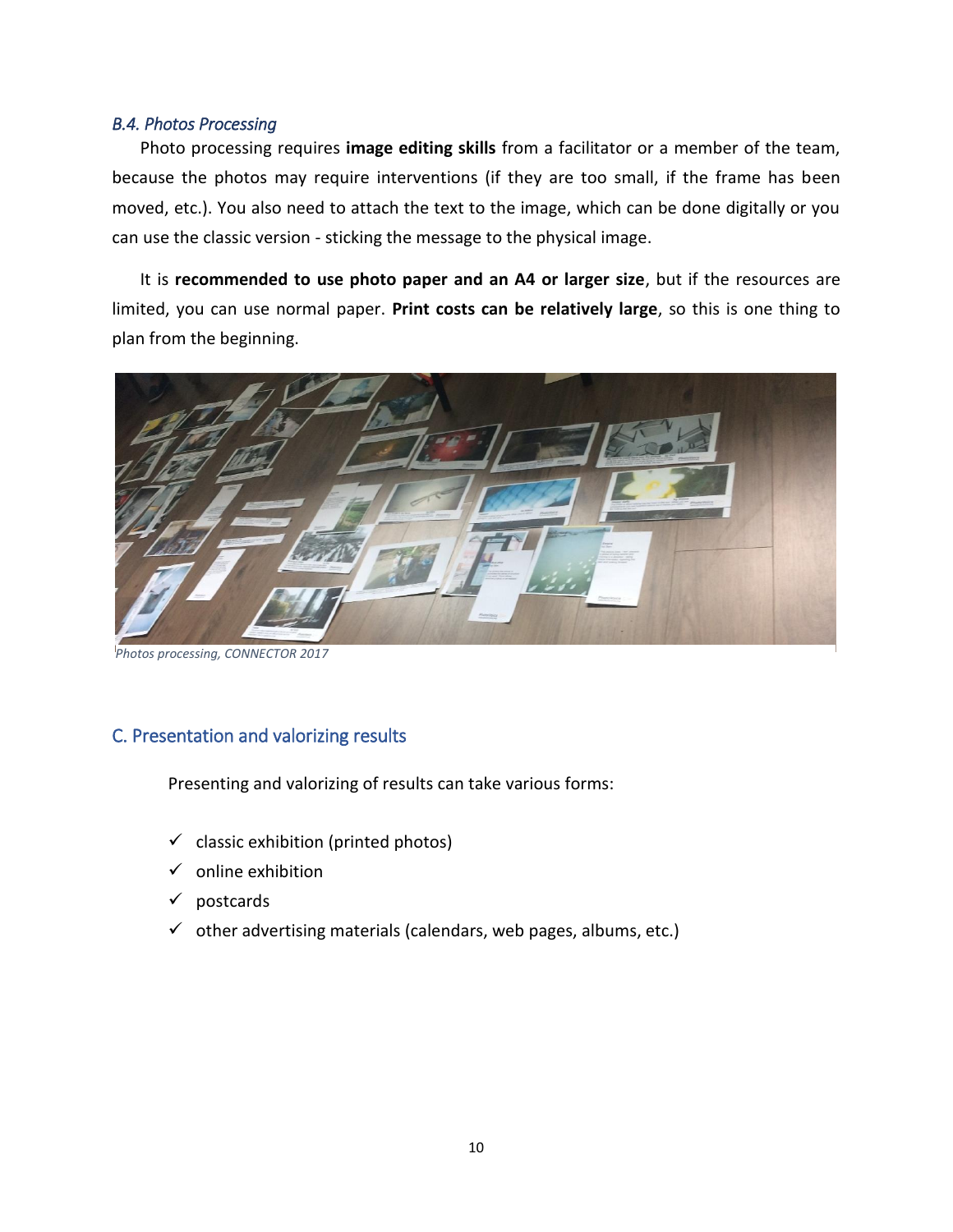### *B.4. Photos Processing*

Photo processing requires **image editing skills** from a facilitator or a member of the team, because the photos may require interventions (if they are too small, if the frame has been moved, etc.). You also need to attach the text to the image, which can be done digitally or you can use the classic version - sticking the message to the physical image.

It is **recommended to use photo paper and an A4 or larger size**, but if the resources are limited, you can use normal paper. **Print costs can be relatively large**, so this is one thing to plan from the beginning.

*Photos processing, CONNECTOR 2017*

## C. Presentation and valorizing results

Presenting and valorizing of results can take various forms:

- ✓ classic exhibition (printed photos)
- ✓ online exhibition
- ✓ postcards
- ✓ other advertising materials (calendars, web pages, albums, etc.)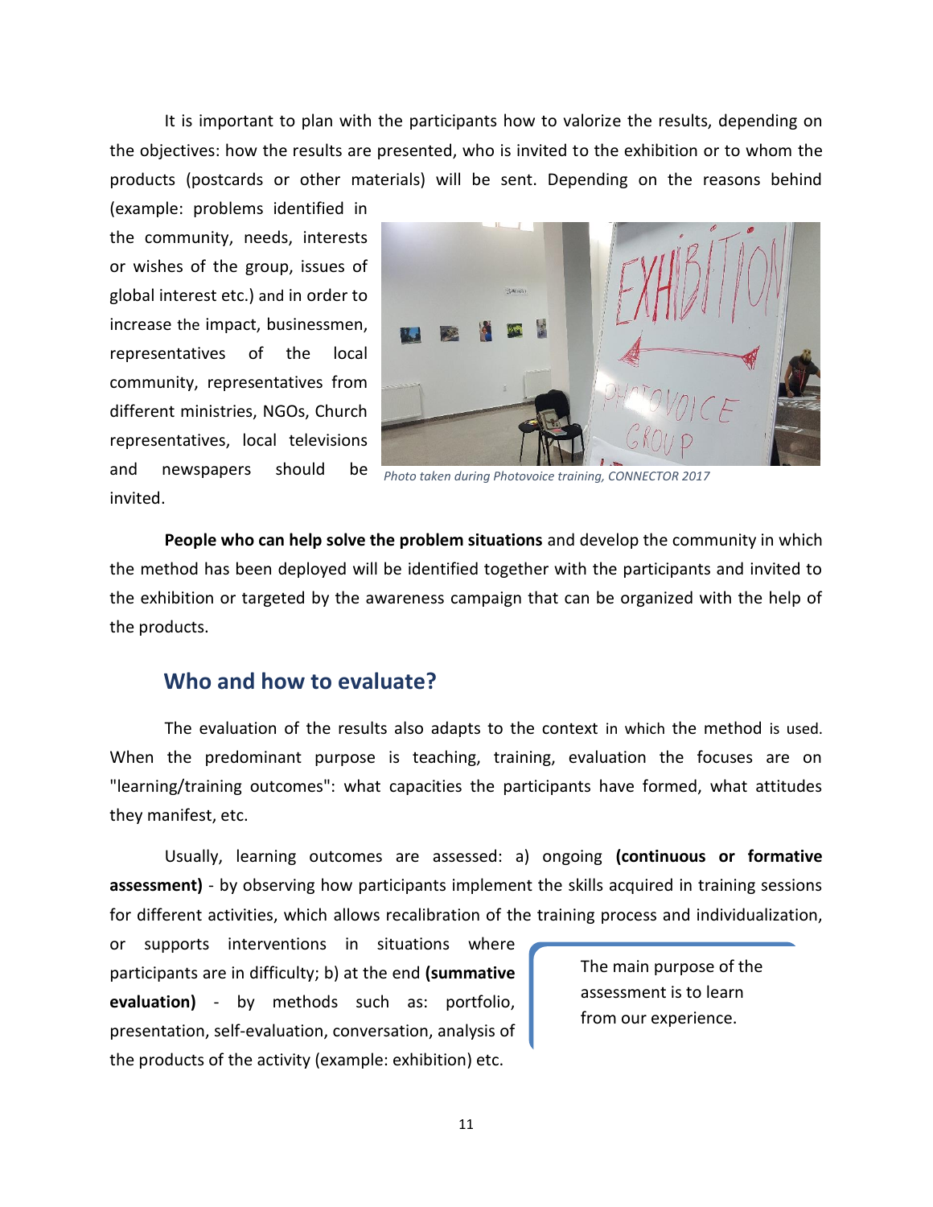It is important to plan with the participants how to valorize the results, depending on the objectives: how the results are presented, who is invited to the exhibition or to whom the products (postcards or other materials) will be sent. Depending on the reasons behind (example: problems identified in the community, needs, interests or wishes of the group, issues of global interest etc.) and in order to increase the impact, businessmen, representatives of the local community, representatives from different ministries, NGOs, Church representatives, local televisions and newspapers should be invited.

*Photo taken during Photovoice training, CONNECTOR 2017*

**People who can help solve the problem situations** and develop the community in which the method has been deployed will be identified together with the participants and invited to the exhibition or targeted by the awareness campaign that can be organized with the help of the products.

## Who and how to evaluate?

The evaluation of the results also adapts to the context in which the method is used. When the predominant purpose is teaching, training, evaluation the focuses are on "learning/training outcomes": what capacities the participants have formed, what attitudes they manifest, etc.

Usually, learning outcomes are assessed: a) ongoing **(continuous or formative assessment)** - by observing how participants implement the skills acquired in training sessions for different activities, which allows recalibration of the training process and individualization, or supports interventions in situations where participants are in difficulty; b) at the end **(summative evaluation)** - by methods such as: portfolio, presentation, self-evaluation, conversation, analysis of the products of the activity (example: exhibition) etc.

> The main purpose of the assessment is to learn from our experience.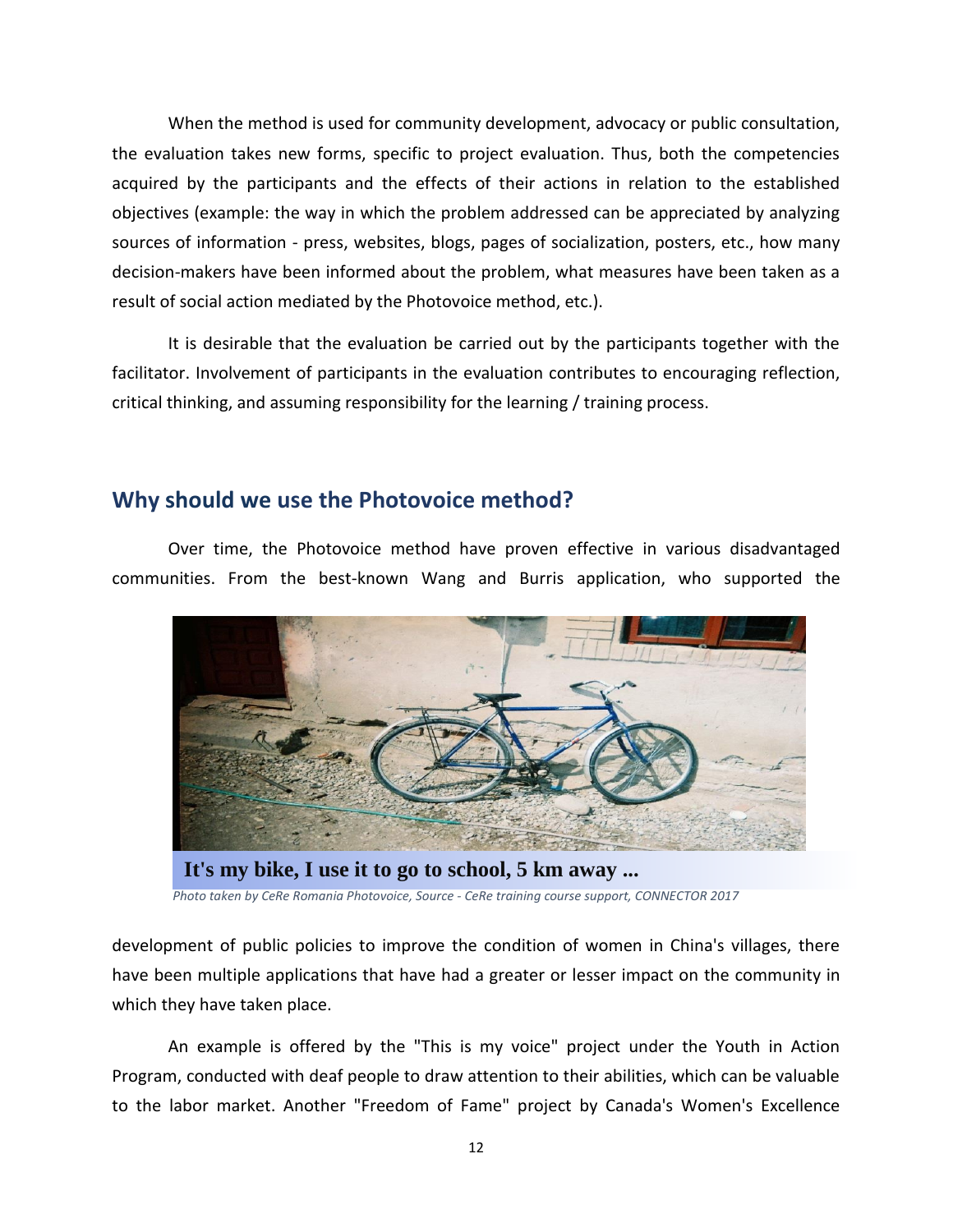When the method is used for community development, advocacy or public consultation, the evaluation takes new forms, specific to project evaluation. Thus, both the competencies acquired by the participants and the effects of their actions in relation to the established objectives (example: the way in which the problem addressed can be appreciated by analyzing sources of information - press, websites, blogs, pages of socialization, posters, etc., how many decision-makers have been informed about the problem, what measures have been taken as a result of social action mediated by the Photovoice method, etc.).

It is desirable that the evaluation be carried out by the participants together with the facilitator. Involvement of participants in the evaluation contributes to encouraging reflection, critical thinking, and assuming responsibility for the learning / training process.

## Why should we use the Photovoice method?

Over time, the Photovoice method have proven effective in various disadvantaged communities. From the best-known Wang and Burris application, who supported the development of public policies to improve the condition of women in China's villages, there have been multiple applications that have had a greater or lesser impact on the community in which they have taken place.

**It's my bike, I use it to go to school, 5 km away ...**

*Photo taken by CeRe Romania Photovoice, Source - CeRe training course support, CONNECTOR 2017*

An example is offered by the "This is my voice" project under the Youth in Action Program, conducted with deaf people to draw attention to their abilities, which can be valuable to the labor market. Another "Freedom of Fame" project by Canada's Women's Excellence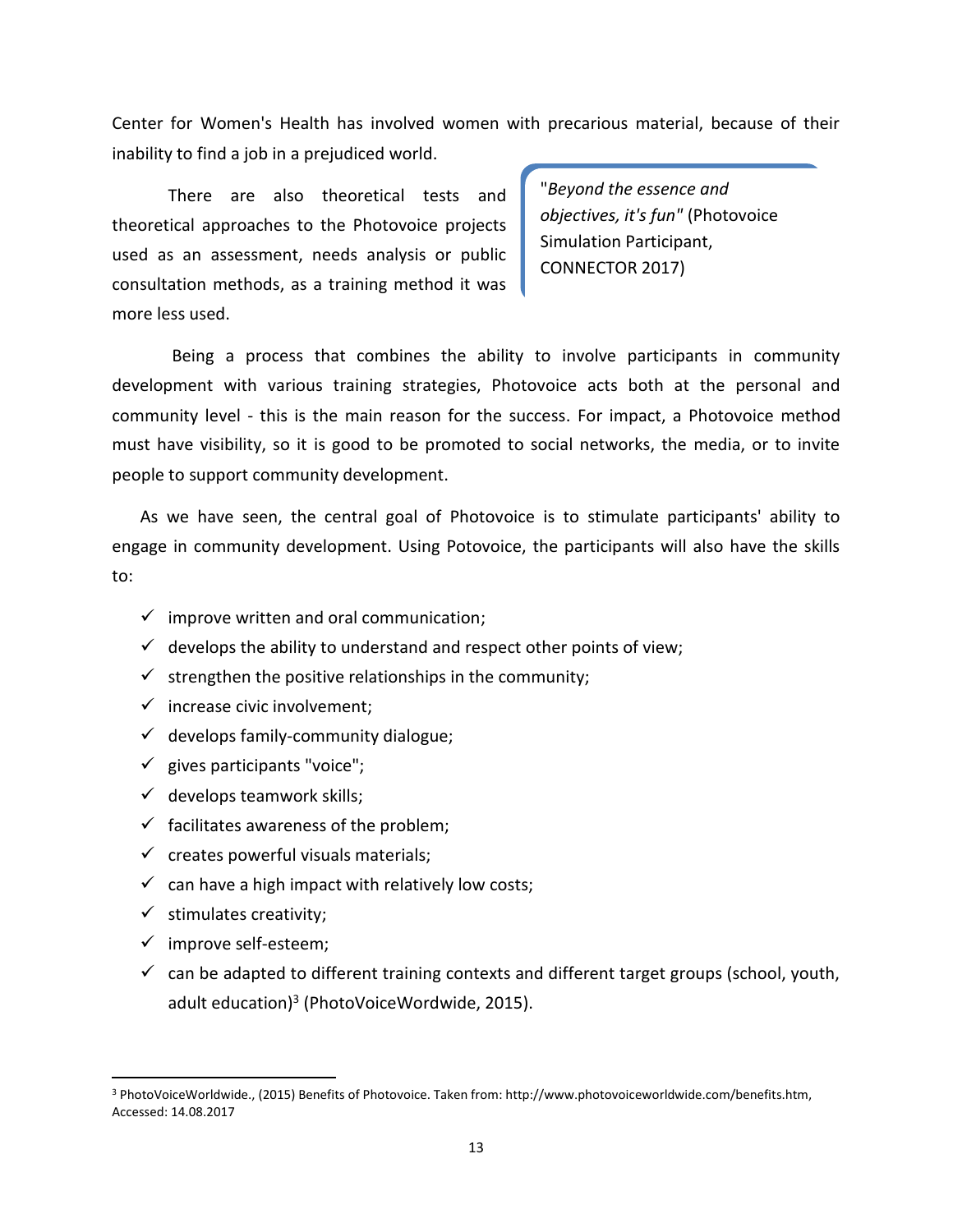Center for Women's Health has involved women with precarious material, because of their inability to find a job in a prejudiced world.

There are also theoretical tests and theoretical approaches to the Photovoice projects used as an assessment, needs analysis or public consultation methods, as a training method it was more less used.

> "*Beyond the essence and objectives, it's fun"* (Photovoice Simulation Participant, CONNECTOR 2017)

Being a process that combines the ability to involve participants in community development with various training strategies, Photovoice acts both at the personal and community level - this is the main reason for the success. For impact, a Photovoice method must have visibility, so it is good to be promoted to social networks, the media, or to invite people to support community development.

As we have seen, the central goal of Photovoice is to stimulate participants' ability to engage in community development. Using Potovoice, the participants will also have the skills to:

- ✓ improve written and oral communication;
- ✓ develops the ability to understand and respect other points of view;
- ✓ strengthen the positive relationships in the community;
- ✓ increase civic involvement;
- ✓ develops family-community dialogue;
- ✓ gives participants "voice";
- ✓ develops teamwork skills;
- ✓ facilitates awareness of the problem;
- ✓ creates powerful visuals materials;
- ✓ can have a high impact with relatively low costs;
- ✓ stimulates creativity;
- ✓ improve self-esteem;
- ✓ can be adapted to different training contexts and different target groups (school, youth, adult education)[3] (PhotoVoiceWordwide, 2015).

---

[3] PhotoVoiceWorldwide., (2015) Benefits of Photovoice. Taken from: http://www.photovoiceworldwide.com/benefits.htm, Accessed: 14.08.2017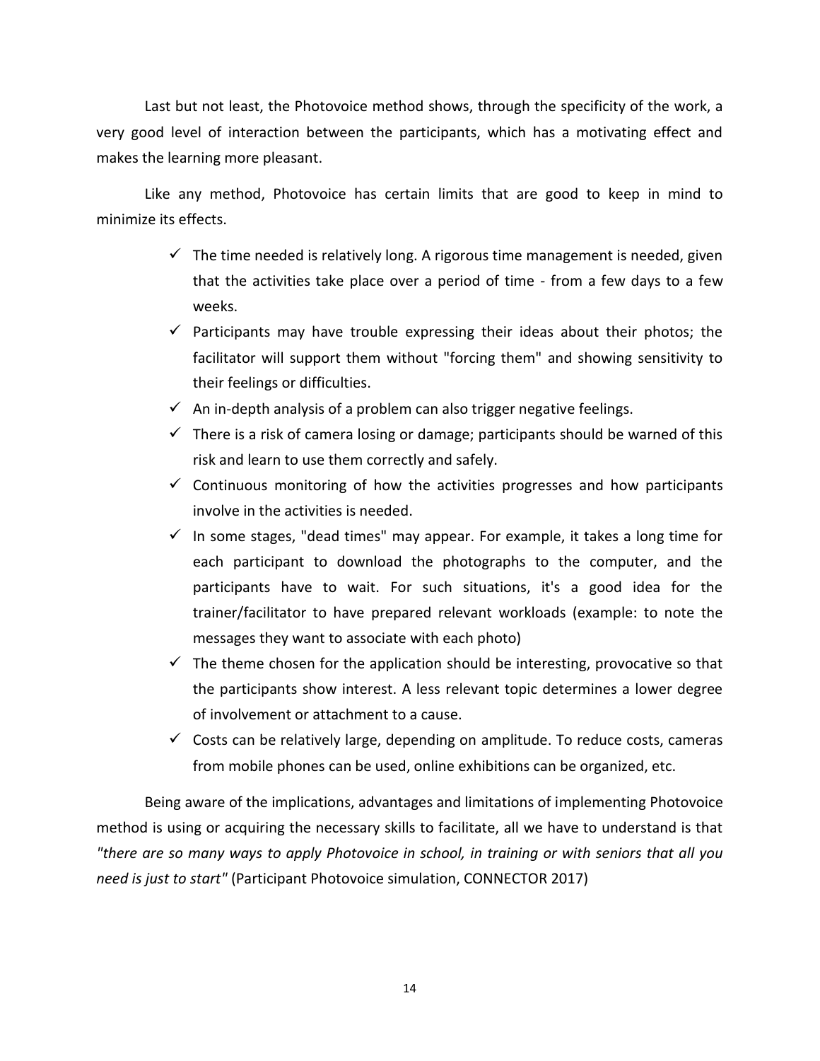Last but not least, the Photovoice method shows, through the specificity of the work, a very good level of interaction between the participants, which has a motivating effect and makes the learning more pleasant.

Like any method, Photovoice has certain limits that are good to keep in mind to minimize its effects.

- ✓ The time needed is relatively long. A rigorous time management is needed, given that the activities take place over a period of time - from a few days to a few weeks.
- ✓ Participants may have trouble expressing their ideas about their photos; the facilitator will support them without "forcing them" and showing sensitivity to their feelings or difficulties.
- ✓ An in-depth analysis of a problem can also trigger negative feelings.
- ✓ There is a risk of camera losing or damage; participants should be warned of this risk and learn to use them correctly and safely.
- ✓ Continuous monitoring of how the activities progresses and how participants involve in the activities is needed.
- ✓ In some stages, "dead times" may appear. For example, it takes a long time for each participant to download the photographs to the computer, and the participants have to wait. For such situations, it's a good idea for the trainer/facilitator to have prepared relevant workloads (example: to note the messages they want to associate with each photo)
- ✓ The theme chosen for the application should be interesting, provocative so that the participants show interest. A less relevant topic determines a lower degree of involvement or attachment to a cause.
- ✓ Costs can be relatively large, depending on amplitude. To reduce costs, cameras from mobile phones can be used, online exhibitions can be organized, etc.

Being aware of the implications, advantages and limitations of implementing Photovoice method is using or acquiring the necessary skills to facilitate, all we have to understand is that *"there are so many ways to apply Photovoice in school, in training or with seniors that all you need is just to start"* (Participant Photovoice simulation, CONNECTOR 2017)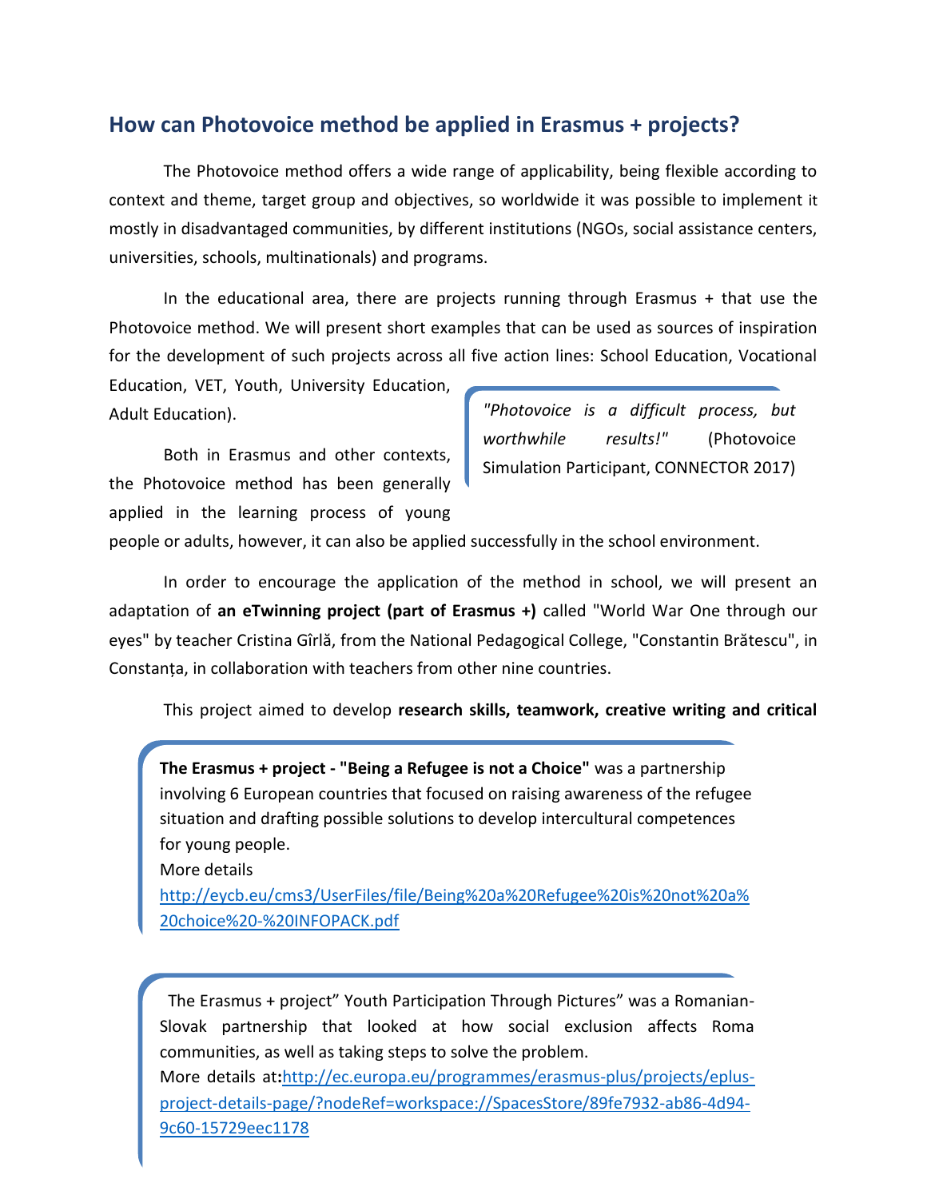## How can Photovoice method be applied in Erasmus + projects?

The Photovoice method offers a wide range of applicability, being flexible according to context and theme, target group and objectives, so worldwide it was possible to implement it mostly in disadvantaged communities, by different institutions (NGOs, social assistance centers, universities, schools, multinationals) and programs.

In the educational area, there are projects running through Erasmus + that use the Photovoice method. We will present short examples that can be used as sources of inspiration for the development of such projects across all five action lines: School Education, Vocational Education, VET, Youth, University Education, Adult Education).

> *"Photovoice is a difficult process, but worthwhile results!"* (Photovoice Simulation Participant, CONNECTOR 2017)

Both in Erasmus and other contexts, the Photovoice method has been generally applied in the learning process of young people or adults, however, it can also be applied successfully in the school environment.

In order to encourage the application of the method in school, we will present an adaptation of **an eTwinning project (part of Erasmus +)** called "World War One through our eyes" by teacher Cristina Gîrlă, from the National Pedagogical College, "Constantin Brătescu", in Constanța, in collaboration with teachers from other nine countries.

This project aimed to develop **research skills, teamwork, creative writing and critical**

> **The Erasmus + project - "Being a Refugee is not a Choice"** was a partnership involving 6 European countries that focused on raising awareness of the refugee situation and drafting possible solutions to develop intercultural competences for young people.
> More details
> http://eycb.eu/cms3/UserFiles/file/Being%20a%20Refugee%20is%20not%20a%20choice%20-%20INFOPACK.pdf

> The Erasmus + project" Youth Participation Through Pictures" was a Romanian-Slovak partnership that looked at how social exclusion affects Roma communities, as well as taking steps to solve the problem.
> More details at:http://ec.europa.eu/programmes/erasmus-plus/projects/eplus-project-details-page/?nodeRef=workspace://SpacesStore/89fe7932-ab86-4d94-9c60-15729eec1178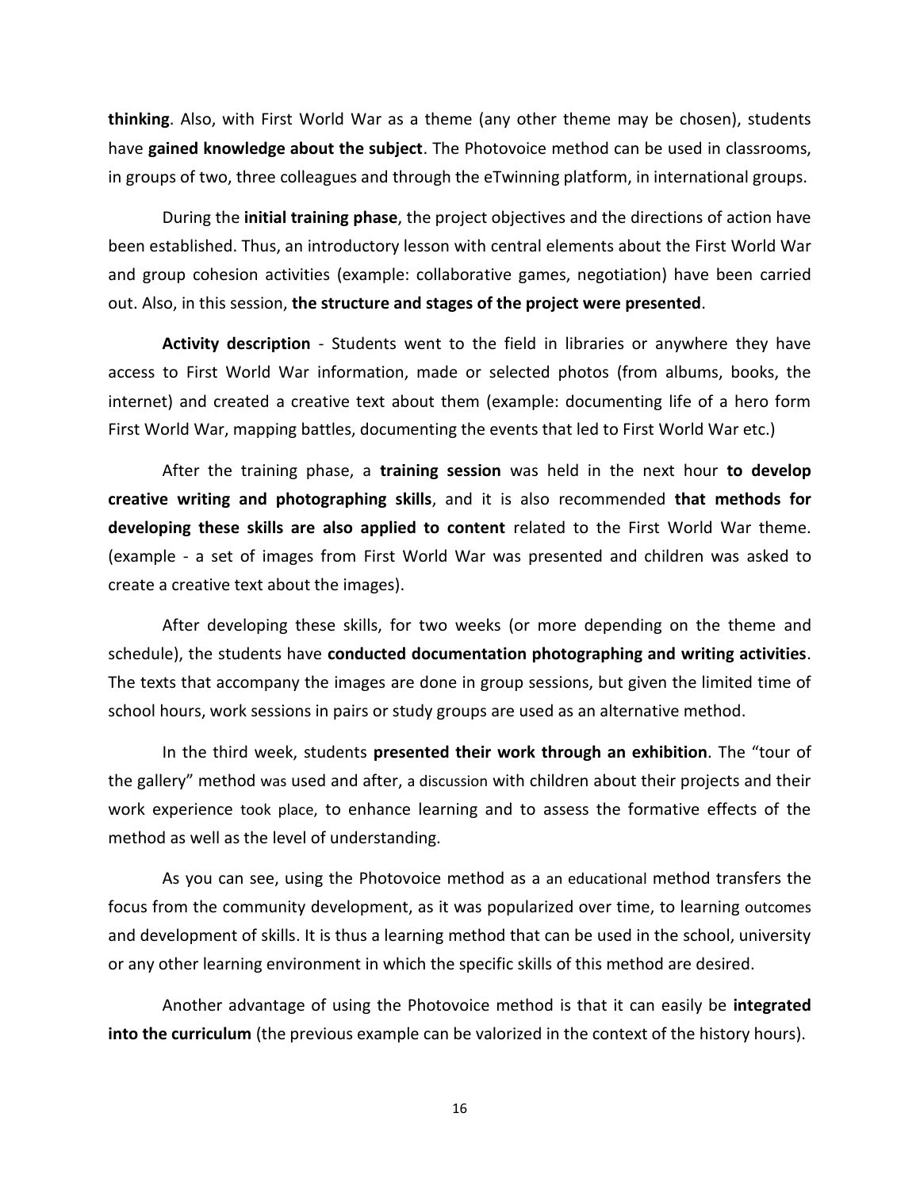**thinking**. Also, with First World War as a theme (any other theme may be chosen), students have **gained knowledge about the subject**. The Photovoice method can be used in classrooms, in groups of two, three colleagues and through the eTwinning platform, in international groups.

During the **initial training phase**, the project objectives and the directions of action have been established. Thus, an introductory lesson with central elements about the First World War and group cohesion activities (example: collaborative games, negotiation) have been carried out. Also, in this session, **the structure and stages of the project were presented**.

**Activity description** - Students went to the field in libraries or anywhere they have access to First World War information, made or selected photos (from albums, books, the internet) and created a creative text about them (example: documenting life of a hero form First World War, mapping battles, documenting the events that led to First World War etc.)

After the training phase, a **training session** was held in the next hour **to develop creative writing and photographing skills**, and it is also recommended **that methods for developing these skills are also applied to content** related to the First World War theme. (example - a set of images from First World War was presented and children was asked to create a creative text about the images).

After developing these skills, for two weeks (or more depending on the theme and schedule), the students have **conducted documentation photographing and writing activities**. The texts that accompany the images are done in group sessions, but given the limited time of school hours, work sessions in pairs or study groups are used as an alternative method.

In the third week, students **presented their work through an exhibition**. The "tour of the gallery" method was used and after, a discussion with children about their projects and their work experience took place, to enhance learning and to assess the formative effects of the method as well as the level of understanding.

As you can see, using the Photovoice method as a an educational method transfers the focus from the community development, as it was popularized over time, to learning outcomes and development of skills. It is thus a learning method that can be used in the school, university or any other learning environment in which the specific skills of this method are desired.

Another advantage of using the Photovoice method is that it can easily be **integrated into the curriculum** (the previous example can be valorized in the context of the history hours).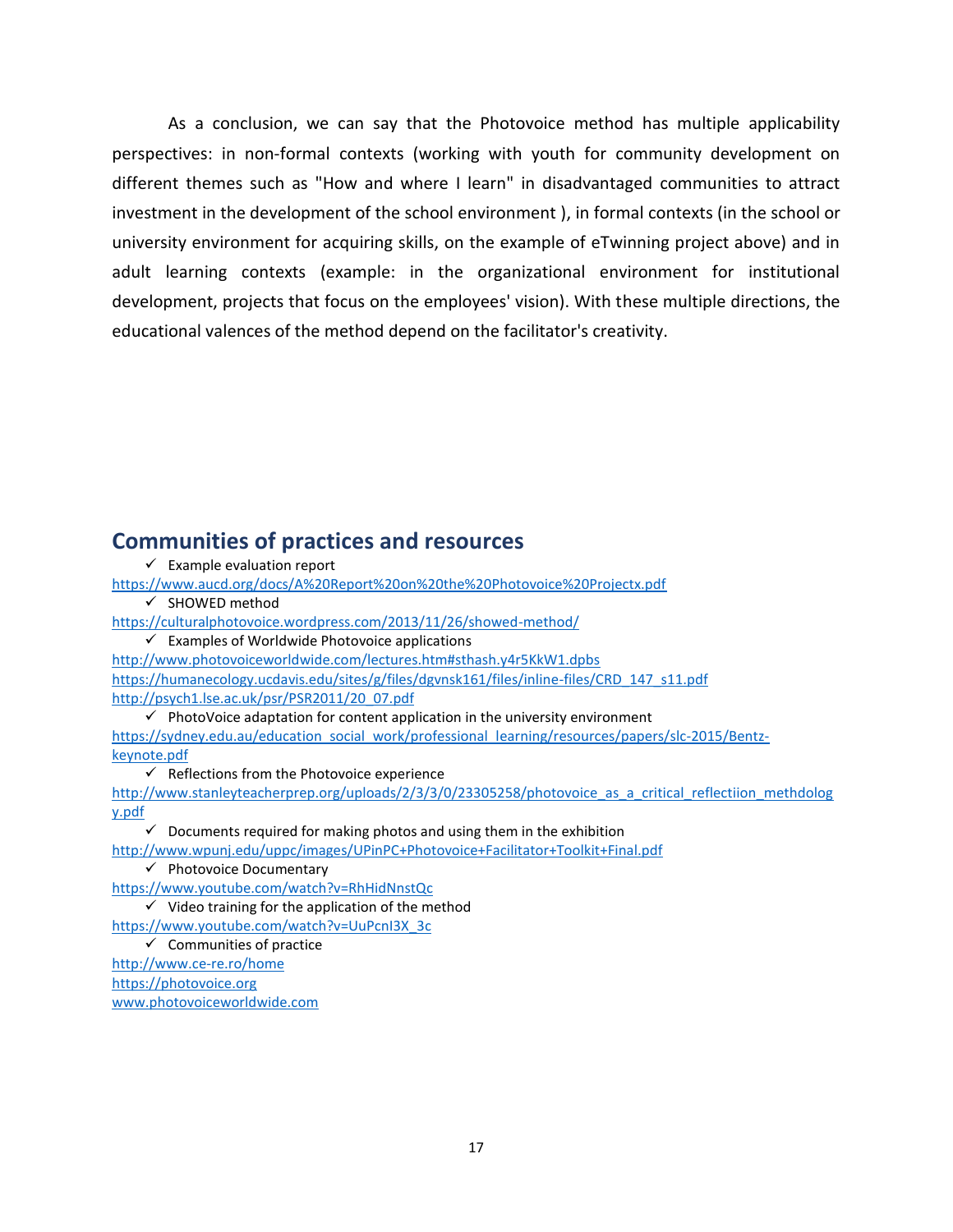As a conclusion, we can say that the Photovoice method has multiple applicability perspectives: in non-formal contexts (working with youth for community development on different themes such as "How and where I learn" in disadvantaged communities to attract investment in the development of the school environment ), in formal contexts (in the school or university environment for acquiring skills, on the example of eTwinning project above) and in adult learning contexts (example: in the organizational environment for institutional development, projects that focus on the employees' vision). With these multiple directions, the educational valences of the method depend on the facilitator's creativity.

## Communities of practices and resources

- ✓ Example evaluation report

https://www.aucd.org/docs/A%20Report%20on%20the%20Photovoice%20Projectx.pdf

- ✓ SHOWED method

https://culturalphotovoice.wordpress.com/2013/11/26/showed-method/

- ✓ Examples of Worldwide Photovoice applications

http://www.photovoiceworldwide.com/lectures.htm#sthash.y4r5KkW1.dpbs
https://humanecology.ucdavis.edu/sites/g/files/dgvnsk161/files/inline-files/CRD_147_s11.pdf
http://psych1.lse.ac.uk/psr/PSR2011/20_07.pdf

- ✓ PhotoVoice adaptation for content application in the university environment

https://sydney.edu.au/education_social_work/professional_learning/resources/papers/slc-2015/Bentz-keynote.pdf

- ✓ Reflections from the Photovoice experience

http://www.stanleyteacherprep.org/uploads/2/3/3/0/23305258/photovoice_as_a_critical_reflectiion_methdology.pdf

- ✓ Documents required for making photos and using them in the exhibition

http://www.wpunj.edu/uppc/images/UPinPC+Photovoice+Facilitator+Toolkit+Final.pdf

- ✓ Photovoice Documentary

https://www.youtube.com/watch?v=RhHidNnstQc

- ✓ Video training for the application of the method

https://www.youtube.com/watch?v=UuPcnI3X_3c

- ✓ Communities of practice

http://www.ce-re.ro/home
https://photovoice.org
www.photovoiceworldwide.com